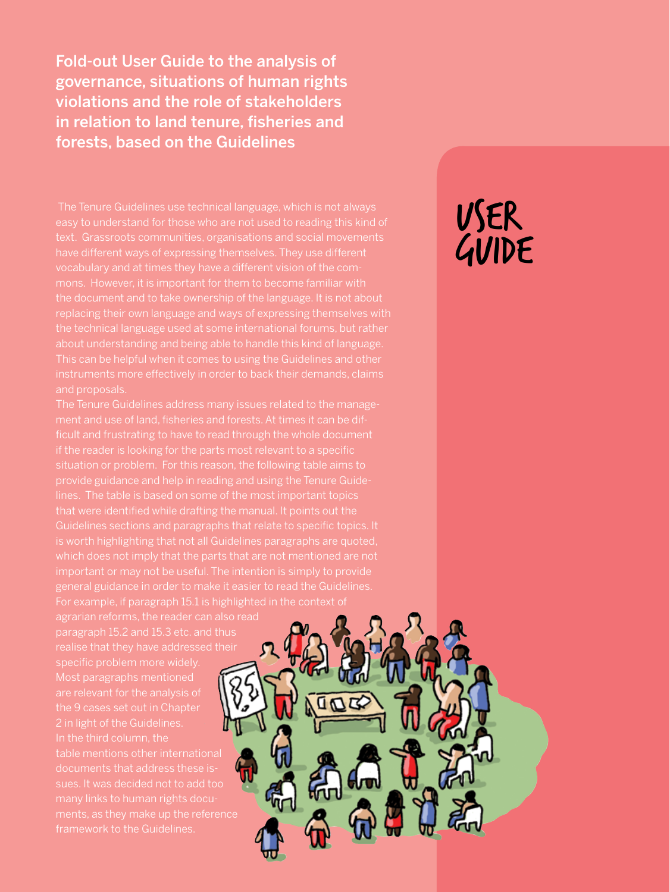# Fold-out User Guide to the analysis of governance, situations of human rights violations and the role of stakeholders in relation to land tenure, fisheries and forests, based on the Guidelines

## USER GUIDE

The Tenure Guidelines use technical language, which is not always easy to understand for those who are not used to reading this kind of text. Grassroots communities, organisations and social movements have different ways of expressing themselves. They use different vocabulary and at times they have a different vision of the commons. However, it is important for them to become familiar with the document and to take ownership of the language. It is not about replacing their own language and ways of expressing themselves with the technical language used at some international forums, but rather about understanding and being able to handle this kind of language. This can be helpful when it comes to using the Guidelines and other instruments more effectively in order to back their demands, claims and proposals.

The Tenure Guidelines address many issues related to the management and use of land, fisheries and forests. At times it can be difficult and frustrating to have to read through the whole document if the reader is looking for the parts most relevant to a specific situation or problem. For this reason, the following table aims to provide guidance and help in reading and using the Tenure Guidelines. The table is based on some of the most important topics that were identified while drafting the manual. It points out the Guidelines sections and paragraphs that relate to specific topics. It is worth highlighting that not all Guidelines paragraphs are quoted, which does not imply that the parts that are not mentioned are not important or may not be useful. The intention is simply to provide general guidance in order to make it easier to read the Guidelines. For example, if paragraph 15.1 is highlighted in the context of agrarian reforms, the reader can also read paragraph 15.2 and 15.3 etc. and thus realise that they have addressed their specific problem more widely. Most paragraphs mentioned are relevant for the analysis of the 9 cases set out in Chapter 2 in light of the Guidelines. In the third column, the table mentions other international documents that address these issues. It was decided not to add too many links to human rights documents, as they make up the reference framework to the Guidelines.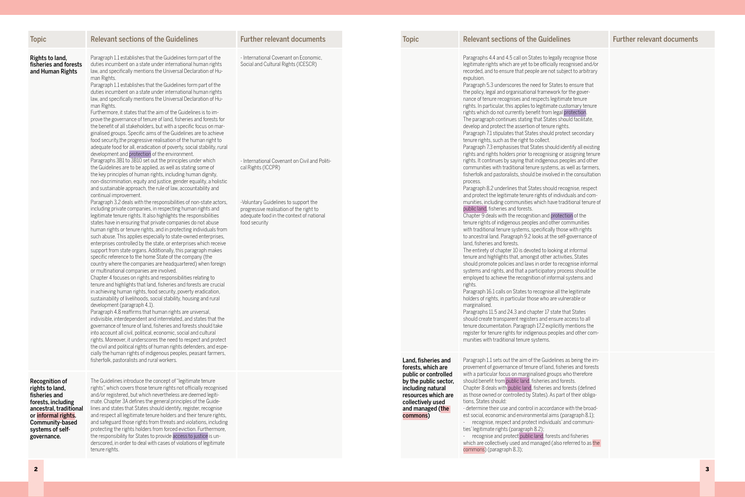| Topic | Relevant sections of the Guidelines | Further relevant documents |
| --- | --- | --- |
| **Rights to land, fisheries and forests and Human Rights** | Paragraph 1.1 establishes that the Guidelines form part of the duties incumbent on a state under international human rights law, and specifically mentions the Universal Declaration of Human Rights.<br>Paragraph 1.1 establishes that the Guidelines form part of the duties incumbent on a state under international human rights law, and specifically mentions the Universal Declaration of Human Rights.<br>Furthermore, it states that the aim of the Guidelines is to improve the governance of tenure of land, fisheries and forests for the benefit of all stakeholders, but with a specific focus on marginalised groups. Specific aims of the Guidelines are to achieve food security,the progressive realisation of the human right to adequate food for all, eradication of poverty, social stability, rural development and protection of the environment.<br>Paragraphs 3B1 to 3B10 set out the principles under which the Guidelines are to be applied, as well as stating some of the key principles of human rights, including human dignity, non-discrimination, equity and justice, gender equality, a holistic and sustainable approach, the rule of law, accountability and continual improvement.<br>Paragraph 3.2 deals with the responsibilities of non-state actors, including private companies, in respecting human rights and legitimate tenure rights. It also highlights the responsibilities states have in ensuring that private companies do not abuse human rights or tenure rights, and in protecting individuals from such abuse. This applies especially to state-owned enterprises, enterprises controlled by the state, or enterprises which receive support from state organs. Additionally, this paragraph makes specific reference to the home State of the company (the country where the companies are headquartered) when foreign or multinational companies are involved.<br>Chapter 4 focuses on rights and responsibilities relating to tenure and highlights that land, fisheries and forests are crucial in achieving human rights, food security, poverty eradication, sustainability of livelihoods, social stability, housing and rural development (paragraph 4.1).<br>Paragraph 4.8 reaffirms that human rights are universal, indivisible, interdependent and interrelated, and states that the governance of tenure of land, fisheries and forests should take into account all civil, political, economic, social and cultural rights. Moreover, it underscores the need to respect and protect the civil and political rights of human rights defenders, and especially the human rights of indigenous peoples, peasant farmers, fisherfolk, pastoralists and rural workers. | - International Covenant on Economic, Social and Cultural Rights (ICESCR)<br><br>- International Covenant on Civil and Political Rights (ICCPR)<br><br>-Voluntary Guidelines to support the progressive realisation of the right to adequate food in the context of national food security |
| **Recognition of rights to land, fisheries and forests, including ancestral, traditional or informal rights. Community-based systems of self-governance.** | The Guidelines introduce the concept of "legitimate tenure rights", which covers those tenure rights not officially recognised and/or registered, but which nevertheless are deemed legitimate. Chapter 3A defines the general principles of the Guidelines and states that States should identify, register, recognise and respect all legitimate tenure holders and their tenure rights, and safeguard those rights from threats and violations, including protecting the rights holders from forced eviction. Furthermore, the responsibility for States to provide access to justice is underscored, in order to deal with cases of violations of legitimate tenure rights.<br>Paragraphs 4.4 and 4.5 call on States to legally recognise those legitimate rights which are yet to be officially recognised and/or recorded, and to ensure that people are not subject to arbitrary expulsion.<br>Paragraph 5.3 underscores the need for States to ensure that the policy, legal and organisational framework for the governance of tenure recognises and respects legitimate tenure rights. In particular, this applies to legitimate customary tenure rights which do not currently benefit from legal protection. The paragraph continues stating that States should facilitate, develop and protect the assertion of tenure rights.<br>Paragraph 7.1 stipulates that States should protect secondary tenure rights, such as the right to collect.<br>Paragraph 7.3 emphasises that States should identify all existing rights and rights holders prior to recognising or assigning tenure rights. It continues by saying that indigenous peoples and other communities with traditional tenure systems, as well as farmers, fisherfolk and pastoralists, should be involved in the consultation process.<br>Paragraph 8.2 underlines that States should recognise, respect and protect the legitimate tenure rights of individuals and communities, including communities which have traditional tenure of public land, fisheries and forests.<br>Chapter 9 deals with the recognition and protection of the tenure rights of indigenous peoples and other communities with traditional tenure systems, specifically those with rights to ancestral land. Paragraph 9.2 looks at the self-governance of land, fisheries and forests.<br>The entirety of chapter 10 is devoted to looking at informal tenure and highlights that, amongst other activities, States should promote policies and laws in order to recognise informal systems and rights, and that a participatory process should be employed to achieve the recognition of informal systems and rights.<br>Paragraph 16.1 calls on States to recognise all the legitimate holders of rights, in particular those who are vulnerable or marginalised.<br>Paragraphs 11.5 and 24.3 and chapter 17 state that States should create transparent registers and ensure access to all tenure documentation. Paragraph 17.2 explicitly mentions the register for tenure rights for indigenous peoples and other communities with traditional tenure systems. | |
| **Land, fisheries and forests, which are public or controlled by the public sector, including natural resources which are collectively used and managed (the commons)** | Paragraph 1.1 sets out the aim of the Guidelines as being the improvement of governance of tenure of land, fisheries and forests with a particular focus on marginalised groups who therefore should benefit from public land, fisheries and forests.<br>Chapter 8 deals with public land, fisheries and forests (defined as those owned or controlled by States). As part of their obligations, States should:<br>- determine their use and control in accordance with the broadest social, economic and environmental aims (paragraph 8.1);<br>- recognise, respect and protect individuals' and communities' legitimate rights (paragraph 8.2);<br>- recognise and protect public land, forests and fisheries which are collectively used and managed (also referred to as the commons) (paragraph 8.3); | |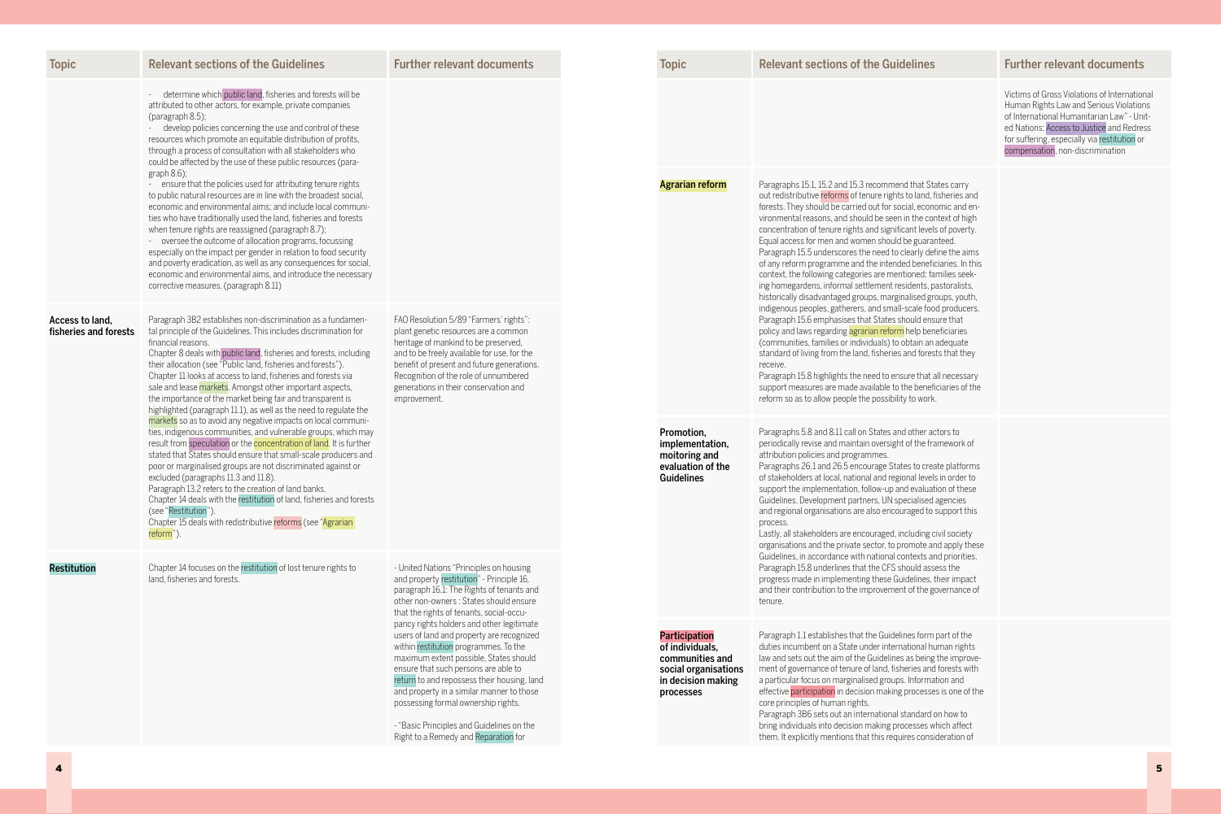| Topic | Relevant sections of the Guidelines | Further relevant documents |
|---|---|---|
| | - determine which public land, fisheries and forests will be attributed to other actors, for example, private companies (paragraph 8.5);<br>- develop policies concerning the use and control of these resources which promote an equitable distribution of profits, through a process of consultation with all stakeholders who could be affected by the use of these public resources (paragraph 8.6);<br>- ensure that the policies used for attributing tenure rights to public natural resources are in line with the broadest social, economic and environmental aims; and include local communities who have traditionally used the land, fisheries and forests when tenure rights are reassigned (paragraph 8.7);<br>- oversee the outcome of allocation programs, focussing especially on the impact per gender in relation to food security and poverty eradication, as well as any consequences for social, economic and environmental aims, and introduce the necessary corrective measures. (paragraph 8.11) | |
| **Access to land, fisheries and forests** | Paragraph 3B2 establishes non-discrimination as a fundamental principle of the Guidelines. This includes discrimination for financial reasons.<br>Chapter 8 deals with public land, fisheries and forests, including their allocation (see "Public land, fisheries and forests").<br>Chapter 11 looks at access to land, fisheries and forests via sale and lease markets. Amongst other important aspects, the importance of the market being fair and transparent is highlighted (paragraph 11.1), as well as the need to regulate the markets so as to avoid any negative impacts on local communities, indigenous communities, and vulnerable groups, which may result from speculation or the concentration of land. It is further stated that States should ensure that small-scale producers and poor or marginalised groups are not discriminated against or excluded (paragraphs 11.3 and 11.8).<br>Paragraph 13.2 refers to the creation of land banks.<br>Chapter 14 deals with the restitution of land, fisheries and forests (see "Restitution").<br>Chapter 15 deals with redistributive reforms (see "Agrarian reform"). | FAO Resolution 5/89 "Farmers' rights": plant genetic resources are a common heritage of mankind to be preserved, and to be freely available for use, for the benefit of present and future generations. Recognition of the role of unnumbered generations in their conservation and improvement. |
| **Restitution** | Chapter 14 focuses on the restitution of lost tenure rights to land, fisheries and forests. | - United Nations "Principles on housing and property restitution" - Principle 16, paragraph 16.1: The Rights of tenants and other non-owners : States should ensure that the rights of tenants, social-occupancy rights holders and other legitimate users of land and property are recognized within restitution programmes. To the maximum extent possible, States should ensure that such persons are able to return to and repossess their housing, land and property in a similar manner to those possessing formal ownership rights.<br><br>- "Basic Principles and Guidelines on the Right to a Remedy and Reparation for Victims of Gross Violations of International Human Rights Law and Serious Violations of International Humanitarian Law" - United Nations: Access to Justice and Redress for suffering, especially via restitution or compensation, non-discrimination |
| **Agrarian reform** | Paragraphs 15.1, 15.2 and 15.3 recommend that States carry out redistributive reforms of tenure rights to land, fisheries and forests. They should be carried out for social, economic and environmental reasons, and should be seen in the context of high concentration of tenure rights and significant levels of poverty. Equal access for men and women should be guaranteed.<br>Paragraph 15.5 underscores the need to clearly define the aims of any reform programme and the intended beneficiaries. In this context, the following categories are mentioned: families seeking homegardens, informal settlement residents, pastoralists, historically disadvantaged groups, marginalised groups, youth, indigenous peoples, gatherers, and small-scale food producers.<br>Paragraph 15.6 emphasises that States should ensure that policy and laws regarding agrarian reform help beneficiaries (communities, families or individuals) to obtain an adequate standard of living from the land, fisheries and forests that they receive.<br>Paragraph 15.8 highlights the need to ensure that all necessary support measures are made available to the beneficiaries of the reform so as to allow people the possibility to work. | |
| **Promotion, implementation, moitoring and evaluation of the Guidelines** | Paragraphs 5.8 and 8.11 call on States and other actors to periodically revise and maintain oversight of the framework of attribution policies and programmes.<br>Paragraphs 26.1 and 26.5 encourage States to create platforms of stakeholders at local, national and regional levels in order to support the implementation, follow-up and evaluation of these Guidelines. Development partners, UN specialised agencies and regional organisations are also encouraged to support this process.<br>Lastly, all stakeholders are encouraged, including civil society organisations and the private sector, to promote and apply these Guidelines, in accordance with national contexts and priorities.<br>Paragraph 15.8 underlines that the CFS should assess the progress made in implementing these Guidelines, their impact and their contribution to the improvement of the governance of tenure. | |
| **Participation of individuals, communities and social organisations in decision making processes** | Paragraph 1.1 establishes that the Guidelines form part of the duties incumbent on a State under international human rights law and sets out the aim of the Guidelines as being the improvement of governance of tenure of land, fisheries and forests with a particular focus on marginalised groups. Information and effective participation in decision making processes is one of the core principles of human rights.<br>Paragraph 3B6 sets out an international standard on how to bring individuals into decision making processes which affect them. It explicitly mentions that this requires consideration of | |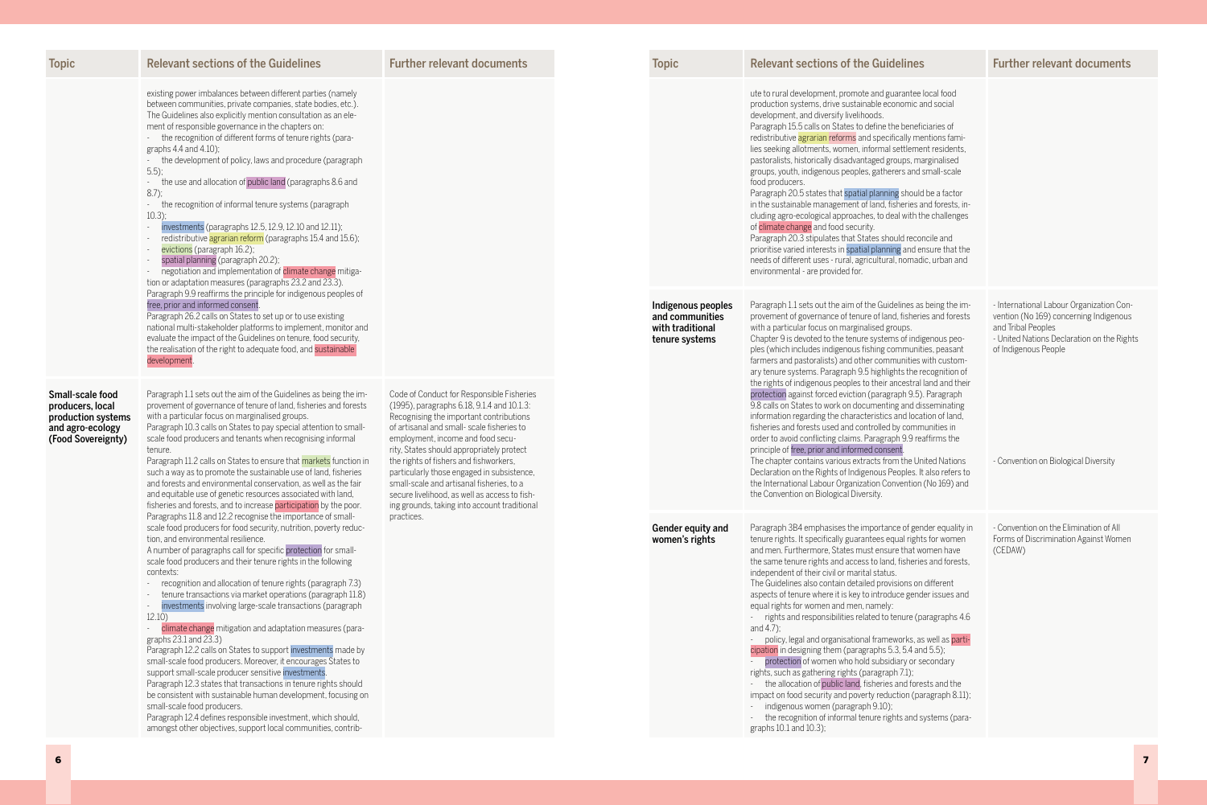| Topic | Relevant sections of the Guidelines | Further relevant documents |
|---|---|---|
| | existing power imbalances between different parties (namely between communities, private companies, state bodies, etc.). The Guidelines also explicitly mention consultation as an element of responsible governance in the chapters on:<br>- the recognition of different forms of tenure rights (paragraphs 4.4 and 4.10);<br>- the development of policy, laws and procedure (paragraph 5.5);<br>- the use and allocation of public land (paragraphs 8.6 and 8.7);<br>- the recognition of informal tenure systems (paragraph 10.3);<br>- investments (paragraphs 12.5, 12.9, 12.10 and 12.11);<br>- redistributive agrarian reform (paragraphs 15.4 and 15.6);<br>- evictions (paragraph 16.2);<br>- spatial planning (paragraph 20.2);<br>- negotiation and implementation of climate change mitigation or adaptation measures (paragraphs 23.2 and 23.3).<br>Paragraph 9.9 reaffirms the principle for indigenous peoples of free, prior and informed consent.<br>Paragraph 26.2 calls on States to set up or to use existing national multi-stakeholder platforms to implement, monitor and evaluate the impact of the Guidelines on tenure, food security, the realisation of the right to adequate food, and sustainable development. | |
| **Small-scale food producers, local production systems and agro-ecology (Food Sovereignty)** | Paragraph 1.1 sets out the aim of the Guidelines as being the improvement of governance of tenure of land, fisheries and forests with a particular focus on marginalised groups.<br>Paragraph 10.3 calls on States to pay special attention to small-scale food producers and tenants when recognising informal tenure.<br>Paragraph 11.2 calls on States to ensure that markets function in such a way as to promote the sustainable use of land, fisheries and forests and environmental conservation, as well as the fair and equitable use of genetic resources associated with land, fisheries and forests, and to increase participation by the poor.<br>Paragraphs 11.8 and 12.2 recognise the importance of small-scale food producers for food security, nutrition, poverty reduction, and environmental resilience.<br>A number of paragraphs call for specific protection for small-scale food producers and their tenure rights in the following contexts:<br>- recognition and allocation of tenure rights (paragraph 7.3)<br>- tenure transactions via market operations (paragraph 11.8)<br>- investments involving large-scale transactions (paragraph 12.10)<br>- climate change mitigation and adaptation measures (paragraphs 23.1 and 23.3)<br>Paragraph 12.2 calls on States to support investments made by small-scale food producers. Moreover, it encourages States to support small-scale producer sensitive investments.<br>Paragraph 12.3 states that transactions in tenure rights should be consistent with sustainable human development, focusing on small-scale food producers.<br>Paragraph 12.4 defines responsible investment, which should, amongst other objectives, support local communities, contribute to rural development, promote and guarantee local food production systems, drive sustainable economic and social development, and diversify livelihoods.<br>Paragraph 15.5 calls on States to define the beneficiaries of redistributive agrarian reforms and specifically mentions families seeking allotments, women, informal settlement residents, pastoralists, historically disadvantaged groups, marginalised groups, youth, indigenous peoples, gatherers and small-scale food producers.<br>Paragraph 20.5 states that spatial planning should be a factor in the sustainable management of land, fisheries and forests, including agro-ecological approaches, to deal with the challenges of climate change and food security.<br>Paragraph 20.3 stipulates that States should reconcile and prioritise varied interests in spatial planning and ensure that the needs of different uses - rural, agricultural, nomadic, urban and environmental - are provided for. | Code of Conduct for Responsible Fisheries (1995), paragraphs 6.18, 9.1.4 and 10.1.3: Recognising the important contributions of artisanal and small- scale fisheries to employment, income and food security, States should appropriately protect the rights of fishers and fishworkers, particularly those engaged in subsistence, small-scale and artisanal fisheries, to a secure livelihood, as well as access to fishing grounds, taking into account traditional practices. |
| **Indigenous peoples and communities with traditional tenure systems** | Paragraph 1.1 sets out the aim of the Guidelines as being the improvement of governance of tenure of land, fisheries and forests with a particular focus on marginalised groups.<br>Chapter 9 is devoted to the tenure systems of indigenous peoples (which includes indigenous fishing communities, peasant farmers and pastoralists) and other communities with customary tenure systems. Paragraph 9.5 highlights the recognition of the rights of indigenous peoples to their ancestral land and their protection against forced eviction (paragraph 9.5). Paragraph 9.8 calls on States to work on documenting and disseminating information regarding the characteristics and location of land, fisheries and forests used and controlled by communities in order to avoid conflicting claims. Paragraph 9.9 reaffirms the principle of free, prior and informed consent.<br>The chapter contains various extracts from the United Nations Declaration on the Rights of Indigenous Peoples. It also refers to the International Labour Organization Convention (No 169) and the Convention on Biological Diversity. | - International Labour Organization Convention (No 169) concerning Indigenous and Tribal Peoples<br>- United Nations Declaration on the Rights of Indigenous People<br><br>- Convention on Biological Diversity |
| **Gender equity and women's rights** | Paragraph 3B4 emphasises the importance of gender equality in tenure rights. It specifically guarantees equal rights for women and men. Furthermore, States must ensure that women have the same tenure rights and access to land, fisheries and forests, independent of their civil or marital status.<br>The Guidelines also contain detailed provisions on different aspects of tenure where it is key to introduce gender issues and equal rights for women and men, namely:<br>- rights and responsibilities related to tenure (paragraphs 4.6 and 4.7);<br>- policy, legal and organisational frameworks, as well as participation in designing them (paragraphs 5.3, 5.4 and 5.5);<br>- protection of women who hold subsidiary or secondary rights, such as gathering rights (paragraph 7.1);<br>- the allocation of public land, fisheries and forests and the impact on food security and poverty reduction (paragraph 8.11);<br>- indigenous women (paragraph 9.10);<br>- the recognition of informal tenure rights and systems (paragraphs 10.1 and 10.3); | - Convention on the Elimination of All Forms of Discrimination Against Women (CEDAW) |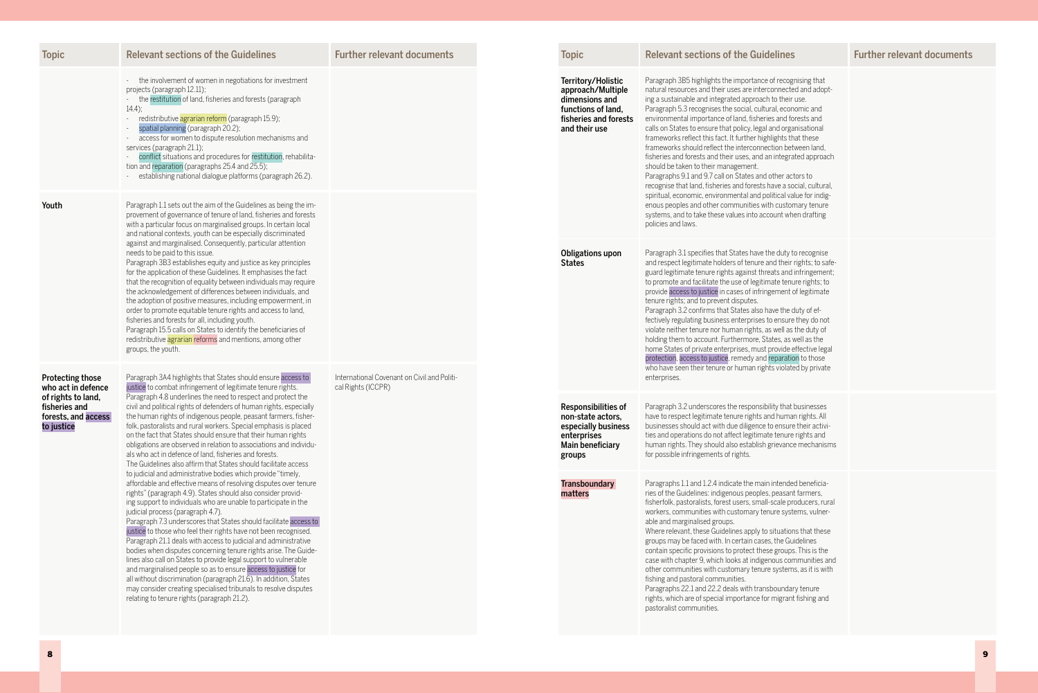| Topic | Relevant sections of the Guidelines | Further relevant documents |
|---|---|---|
| | - the involvement of women in negotiations for investment projects (paragraph 12.11);<br>- the restitution of land, fisheries and forests (paragraph 14.4);<br>- redistributive agrarian reform (paragraph 15.9);<br>- spatial planning (paragraph 20.2);<br>- access for women to dispute resolution mechanisms and services (paragraph 21.1);<br>- conflict situations and procedures for restitution, rehabilitation and reparation (paragraphs 25.4 and 25.5);<br>- establishing national dialogue platforms (paragraph 26.2). | |
| **Youth** | Paragraph 1.1 sets out the aim of the Guidelines as being the improvement of governance of tenure of land, fisheries and forests with a particular focus on marginalised groups. In certain local and national contexts, youth can be especially discriminated against and marginalised. Consequently, particular attention needs to be paid to this issue.<br>Paragraph 3B3 establishes equity and justice as key principles for the application of these Guidelines. It emphasises the fact that the recognition of equality between individuals may require the acknowledgement of differences between individuals, and the adoption of positive measures, including empowerment, in order to promote equitable tenure rights and access to land, fisheries and forests for all, including youth.<br>Paragraph 15.5 calls on States to identify the beneficiaries of redistributive agrarian reforms and mentions, among other groups, the youth. | |
| **Protecting those who act in defence of rights to land, fisheries and forests, and access to justice** | Paragraph 3A4 highlights that States should ensure access to justice to combat infringement of legitimate tenure rights.<br>Paragraph 4.8 underlines the need to respect and protect the civil and political rights of defenders of human rights, especially the human rights of indigenous people, peasant farmers, fisherfolk, pastoralists and rural workers. Special emphasis is placed on the fact that States should ensure that their human rights obligations are observed in relation to associations and individuals who act in defence of land, fisheries and forests.<br>The Guidelines also affirm that States should facilitate access to judicial and administrative bodies which provide "timely, affordable and effective means of resolving disputes over tenure rights" (paragraph 4.9). States should also consider providing support to individuals who are unable to participate in the judicial process (paragraph 4.7).<br>Paragraph 7.3 underscores that States should facilitate access to justice to those who feel their rights have not been recognised.<br>Paragraph 21.1 deals with access to judicial and administrative bodies when disputes concerning tenure rights arise. The Guidelines also call on States to provide legal support to vulnerable and marginalised people so as to ensure access to justice for all without discrimination (paragraph 21.6). In addition, States may consider creating specialised tribunals to resolve disputes relating to tenure rights (paragraph 21.2). | International Covenant on Civil and Political Rights (ICCPR) |
| **Territory/Holistic approach/Multiple dimensions and functions of land, fisheries and forests and their use** | Paragraph 3B5 highlights the importance of recognising that natural resources and their uses are interconnected and adopting a sustainable and integrated approach to their use.<br>Paragraph 5.3 recognises the social, cultural, economic and environmental importance of land, fisheries and forests and calls on States to ensure that policy, legal and organisational frameworks reflect this fact. It further highlights that these frameworks should reflect the interconnection between land, fisheries and forests and their uses, and an integrated approach should be taken to their management.<br>Paragraphs 9.1 and 9.7 call on States and other actors to recognise that land, fisheries and forests have a social, cultural, spiritual, economic, environmental and political value for indigenous peoples and other communities with customary tenure systems, and to take these values into account when drafting policies and laws. | |
| **Obligations upon States** | Paragraph 3.1 specifies that States have the duty to recognise and respect legitimate holders of tenure and their rights; to safeguard legitimate tenure rights against threats and infringement; to promote and facilitate the use of legitimate tenure rights; to provide access to justice in cases of infringement of legitimate tenure rights; and to prevent disputes.<br>Paragraph 3.2 confirms that States also have the duty of effectively regulating business enterprises to ensure they do not violate neither tenure nor human rights, as well as the duty of holding them to account. Furthermore, States, as well as the home States of private enterprises, must provide effective legal protection, access to justice, remedy and reparation to those who have seen their tenure or human rights violated by private enterprises. | |
| **Responsibilities of non-state actors, especially business enterprises**<br>**Main beneficiary groups** | Paragraph 3.2 underscores the responsibility that businesses have to respect legitimate tenure rights and human rights. All businesses should act with due diligence to ensure their activities and operations do not affect legitimate tenure rights and human rights. They should also establish grievance mechanisms for possible infringements of rights. | |
| **Transboundary matters** | Paragraphs 1.1 and 1.2.4 indicate the main intended beneficiaries of the Guidelines: indigenous peoples, peasant farmers, fisherfolk, pastoralists, forest users, small-scale producers, rural workers, communities with customary tenure systems, vulnerable and marginalised groups.<br>Where relevant, these Guidelines apply to situations that these groups may be faced with. In certain cases, the Guidelines contain specific provisions to protect these groups. This is the case with chapter 9, which looks at indigenous communities and other communities with customary tenure systems, as it is with fishing and pastoral communities.<br>Paragraphs 22.1 and 22.2 deals with transboundary tenure rights, which are of special importance for migrant fishing and pastoralist communities. | |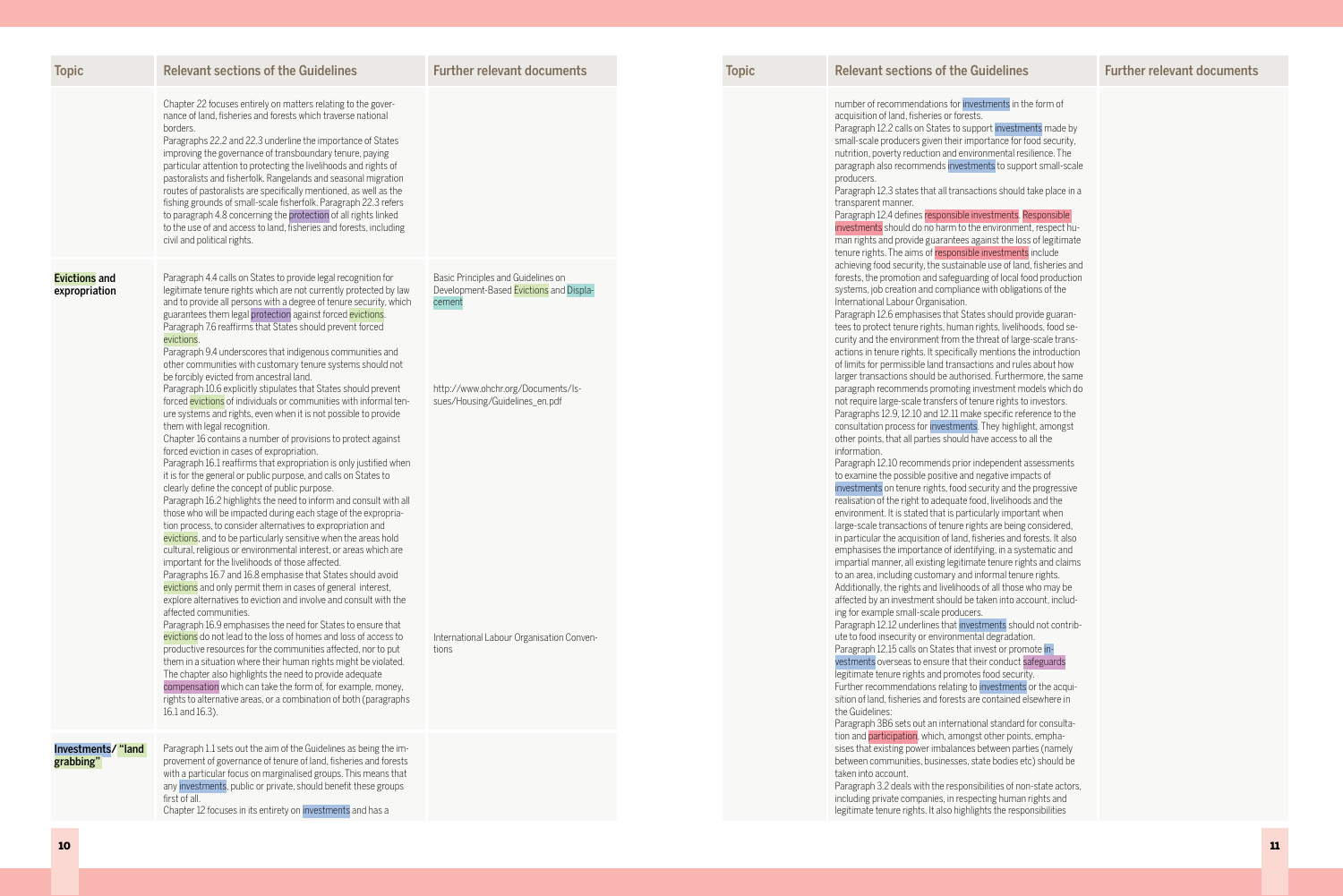| Topic | Relevant sections of the Guidelines | Further relevant documents |
|---|---|---|
| | Chapter 22 focuses entirely on matters relating to the governance of land, fisheries and forests which traverse national borders. Paragraphs 22.2 and 22.3 underline the importance of States improving the governance of transboundary tenure, paying particular attention to protecting the livelihoods and rights of pastoralists and fisherfolk. Rangelands and seasonal migration routes of pastoralists are specifically mentioned, as well as the fishing grounds of small-scale fisherfolk. Paragraph 22.3 refers to paragraph 4.8 concerning the protection of all rights linked to the use of and access to land, fisheries and forests, including civil and political rights. | |
| **Evictions and expropriation** | Paragraph 4.4 calls on States to provide legal recognition for legitimate tenure rights which are not currently protected by law and to provide all persons with a degree of tenure security, which guarantees them legal protection against forced evictions. Paragraph 7.6 reaffirms that States should prevent forced evictions. Paragraph 9.4 underscores that indigenous communities and other communities with customary tenure systems should not be forcibly evicted from ancestral land. Paragraph 10.6 explicitly stipulates that States should prevent forced evictions of individuals or communities with informal tenure systems and rights, even when it is not possible to provide them with legal recognition. Chapter 16 contains a number of provisions to protect against forced eviction in cases of expropriation. Paragraph 16.1 reaffirms that expropriation is only justified when it is for the general or public purpose, and calls on States to clearly define the concept of public purpose. Paragraph 16.2 highlights the need to inform and consult with all those who will be impacted during each stage of the expropriation process, to consider alternatives to expropriation and evictions, and to be particularly sensitive when the areas hold cultural, religious or environmental interest, or areas which are important for the livelihoods of those affected. Paragraphs 16.7 and 16.8 emphasise that States should avoid evictions and only permit them in cases of general interest, explore alternatives to eviction and involve and consult with the affected communities. Paragraph 16.9 emphasises the need for States to ensure that evictions do not lead to the loss of homes and loss of access to productive resources for the communities affected, nor to put them in a situation where their human rights might be violated. The chapter also highlights the need to provide adequate compensation which can take the form of, for example, money, rights to alternative areas, or a combination of both (paragraphs 16.1 and 16.3). | Basic Principles and Guidelines on Development-Based Evictions and Displacement<br><br>http://www.ohchr.org/Documents/Issues/Housing/Guidelines_en.pdf<br><br>International Labour Organisation Conventions |
| **Investments/ "land grabbing"** | Paragraph 1.1 sets out the aim of the Guidelines as being the improvement of governance of tenure of land, fisheries and forests with a particular focus on marginalised groups. This means that any investments, public or private, should benefit these groups first of all. Chapter 12 focuses in its entirety on investments and has a number of recommendations for investments in the form of acquisition of land, fisheries or forests. Paragraph 12.2 calls on States to support investments made by small-scale producers given their importance for food security, nutrition, poverty reduction and environmental resilience. The paragraph also recommends investments to support small-scale producers. Paragraph 12.3 states that all transactions should take place in a transparent manner. Paragraph 12.4 defines responsible investments. Responsible investments should do no harm to the environment, respect human rights and provide guarantees against the loss of legitimate tenure rights. The aims of responsible investments include achieving food security, the sustainable use of land, fisheries and forests, the promotion and safeguarding of local food production systems, job creation and compliance with obligations of the International Labour Organisation. Paragraph 12.6 emphasises that States should provide guarantees to protect tenure rights, human rights, livelihoods, food security and the environment from the threat of large-scale transactions in tenure rights. It specifically mentions the introduction of limits for permissible land transactions and rules about how larger transactions should be authorised. Furthermore, the same paragraph recommends promoting investment models which do not require large-scale transfers of tenure rights to investors. Paragraphs 12.9, 12.10 and 12.11 make specific reference to the consultation process for investments. They highlight, amongst other points, that all parties should have access to all the information. Paragraph 12.10 recommends prior independent assessments to examine the possible positive and negative impacts of investments on tenure rights, food security and the progressive realisation of the right to adequate food, livelihoods and the environment. It is stated that is particularly important when large-scale transactions of tenure rights are being considered, in particular the acquisition of land, fisheries and forests. It also emphasises the importance of identifying, in a systematic and impartial manner, all existing legitimate tenure rights and claims to an area, including customary and informal tenure rights. Additionally, the rights and livelihoods of all those who may be affected by an investment should be taken into account, including for example small-scale producers. Paragraph 12.12 underlines that investments should not contribute to food insecurity or environmental degradation. Paragraph 12.15 calls on States that invest or promote investments overseas to ensure that their conduct safeguards legitimate tenure rights and promotes food security. Further recommendations relating to investments or the acquisition of land, fisheries and forests are contained elsewhere in the Guidelines: Paragraph 3B6 sets out an international standard for consultation and participation, which, amongst other points, emphasises that existing power imbalances between parties (namely between communities, businesses, state bodies etc) should be taken into account. Paragraph 3.2 deals with the responsibilities of non-state actors, including private companies, in respecting human rights and legitimate tenure rights. It also highlights the responsibilities | |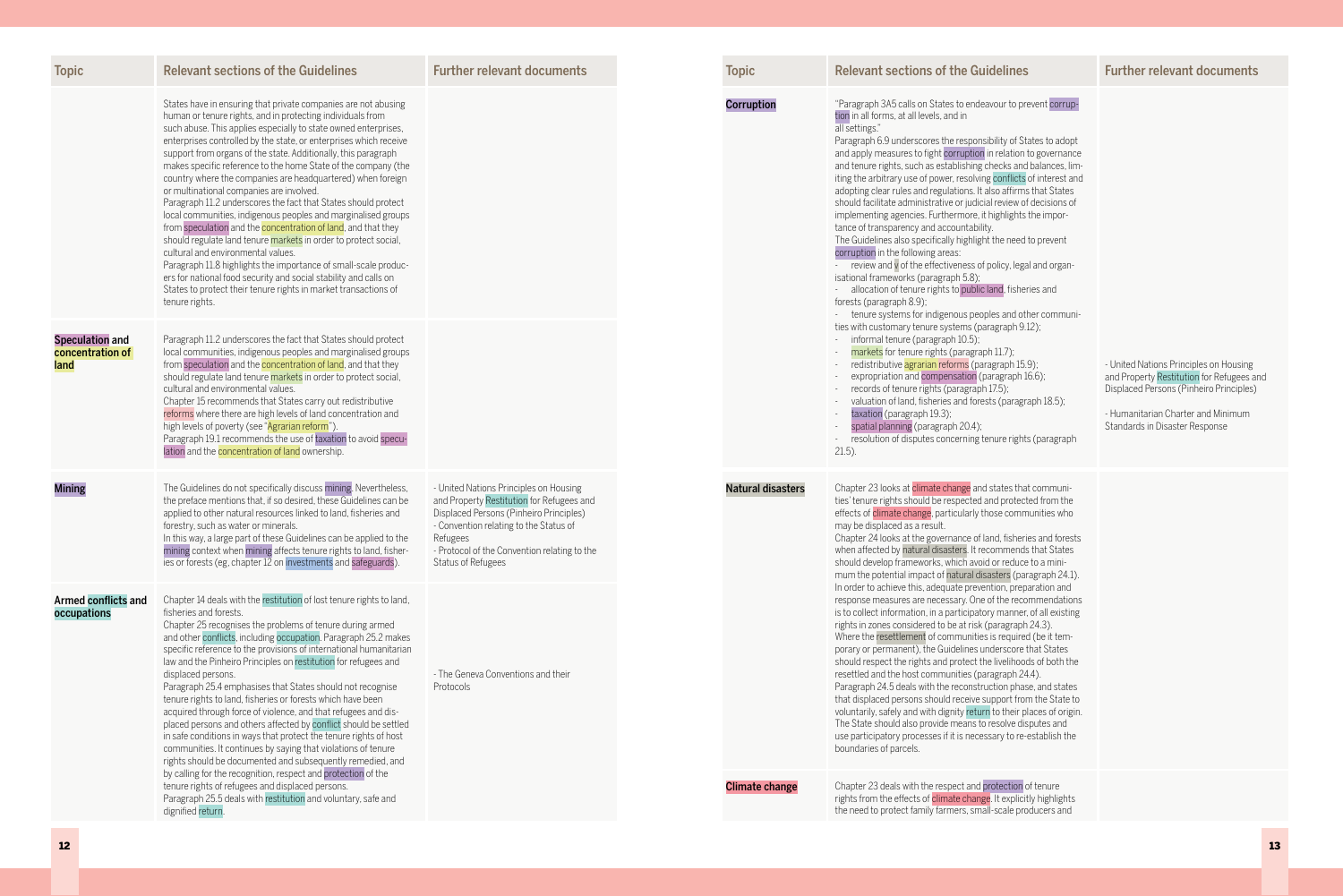| Topic | Relevant sections of the Guidelines | Further relevant documents |
|---|---|---|
| | States have in ensuring that private companies are not abusing human or tenure rights, and in protecting individuals from such abuse. This applies especially to state owned enterprises, enterprises controlled by the state, or enterprises which receive support from organs of the state. Additionally, this paragraph makes specific reference to the home State of the company (the country where the companies are headquartered) when foreign or multinational companies are involved.<br>Paragraph 11.2 underscores the fact that States should protect local communities, indigenous peoples and marginalised groups from speculation and the concentration of land, and that they should regulate land tenure markets in order to protect social, cultural and environmental values.<br>Paragraph 11.8 highlights the importance of small-scale producers for national food security and social stability and calls on States to protect their tenure rights in market transactions of tenure rights. | |
| **Speculation and concentration of land** | Paragraph 11.2 underscores the fact that States should protect local communities, indigenous peoples and marginalised groups from speculation and the concentration of land, and that they should regulate land tenure markets in order to protect social, cultural and environmental values.<br>Chapter 15 recommends that States carry out redistributive reforms where there are high levels of land concentration and high levels of poverty (see "Agrarian reform").<br>Paragraph 19.1 recommends the use of taxation to avoid speculation and the concentration of land ownership. | |
| **Mining** | The Guidelines do not specifically discuss mining. Nevertheless, the preface mentions that, if so desired, these Guidelines can be applied to other natural resources linked to land, fisheries and forestry, such as water or minerals.<br>In this way, a large part of these Guidelines can be applied to the mining context when mining affects tenure rights to land, fisheries or forests (eg, chapter 12 on investments and safeguards). | - United Nations Principles on Housing and Property Restitution for Refugees and Displaced Persons (Pinheiro Principles)<br>- Convention relating to the Status of Refugees<br>- Protocol of the Convention relating to the Status of Refugees |
| **Armed conflicts and occupations** | Chapter 14 deals with the restitution of lost tenure rights to land, fisheries and forests.<br>Chapter 25 recognises the problems of tenure during armed and other conflicts, including occupation. Paragraph 25.2 makes specific reference to the provisions of international humanitarian law and the Pinheiro Principles on restitution for refugees and displaced persons.<br>Paragraph 25.4 emphasises that States should not recognise tenure rights to land, fisheries or forests which have been acquired through force of violence, and that refugees and displaced persons and others affected by conflict should be settled in safe conditions in ways that protect the tenure rights of host communities. It continues by saying that violations of tenure rights should be documented and subsequently remedied, and by calling for the recognition, respect and protection of the tenure rights of refugees and displaced persons.<br>Paragraph 25.5 deals with restitution and voluntary, safe and dignified return. | - The Geneva Conventions and their Protocols |
| **Corruption** | "Paragraph 3A5 calls on States to endeavour to prevent corruption in all forms, at all levels, and in all settings."<br>Paragraph 6.9 underscores the responsibility of States to adopt and apply measures to fight corruption in relation to governance and tenure rights, such as establishing checks and balances, limiting the arbitrary use of power, resolving conflicts of interest and adopting clear rules and regulations. It also affirms that States should facilitate administrative or judicial review of decisions of implementing agencies. Furthermore, it highlights the importance of transparency and accountability.<br>The Guidelines also specifically highlight the need to prevent corruption in the following areas:<br>- review and y of the effectiveness of policy, legal and organisational frameworks (paragraph 5.8);<br>- allocation of tenure rights to public land, fisheries and forests (paragraph 8.9);<br>- tenure systems for indigenous peoples and other communities with customary tenure systems (paragraph 9.12);<br>- informal tenure (paragraph 10.5);<br>- markets for tenure rights (paragraph 11.7);<br>- redistributive agrarian reforms (paragraph 15.9);<br>- expropriation and compensation (paragraph 16.6);<br>- records of tenure rights (paragraph 17.5);<br>- valuation of land, fisheries and forests (paragraph 18.5);<br>- taxation (paragraph 19.3);<br>- spatial planning (paragraph 20.4);<br>- resolution of disputes concerning tenure rights (paragraph 21.5). | - United Nations Principles on Housing and Property Restitution for Refugees and Displaced Persons (Pinheiro Principles)<br>- Humanitarian Charter and Minimum Standards in Disaster Response |
| **Natural disasters** | Chapter 23 looks at climate change and states that communities' tenure rights should be respected and protected from the effects of climate change, particularly those communities who may be displaced as a result.<br>Chapter 24 looks at the governance of land, fisheries and forests when affected by natural disasters. It recommends that States should develop frameworks, which avoid or reduce to a minimum the potential impact of natural disasters (paragraph 24.1). In order to achieve this, adequate prevention, preparation and response measures are necessary. One of the recommendations is to collect information, in a participatory manner, of all existing rights in zones considered to be at risk (paragraph 24.3).<br>Where the resettlement of communities is required (be it temporary or permanent), the Guidelines underscore that States should respect the rights and protect the livelihoods of both the resettled and the host communities (paragraph 24.4).<br>Paragraph 24.5 deals with the reconstruction phase, and states that displaced persons should receive support from the State to voluntarily, safely and with dignity return to their places of origin. The State should also provide means to resolve disputes and use participatory processes if it is necessary to re-establish the boundaries of parcels. | |
| **Climate change** | Chapter 23 deals with the respect and protection of tenure rights from the effects of climate change. It explicitly highlights the need to protect family farmers, small-scale producers and | |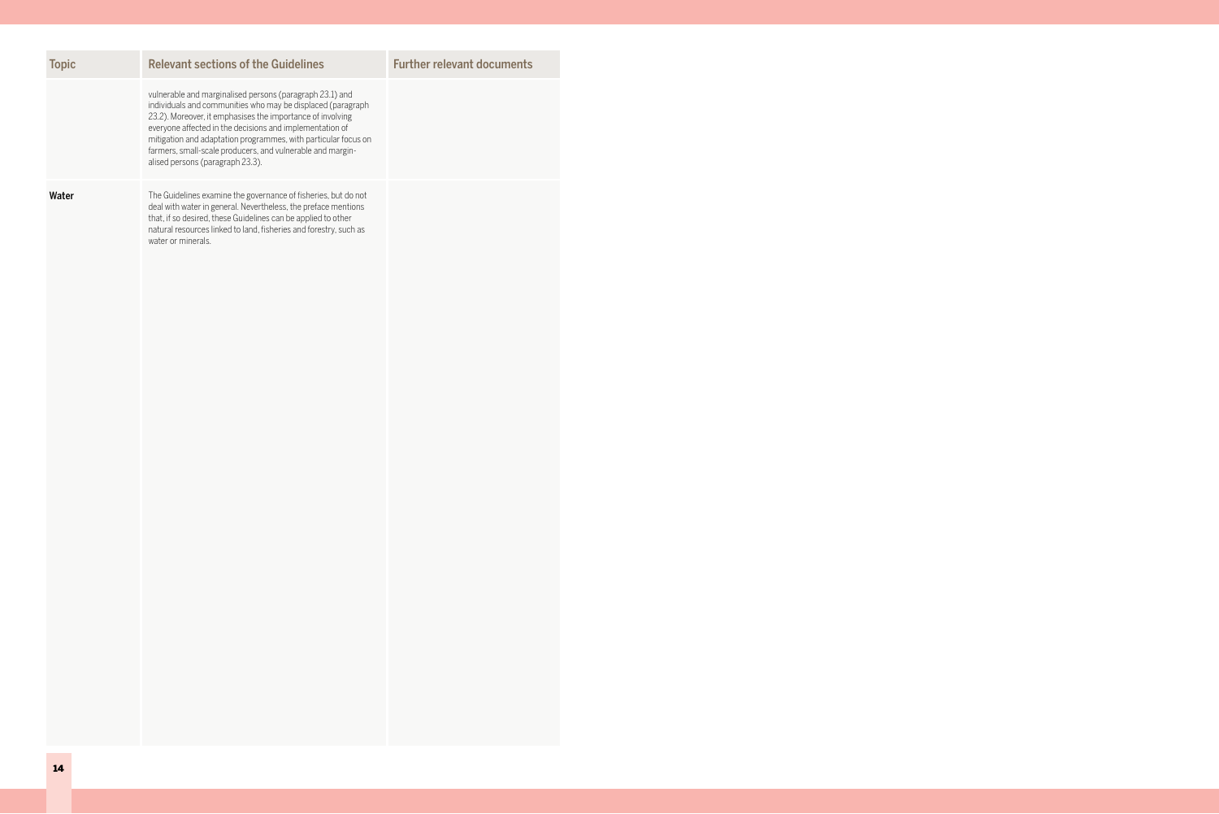| Topic | Relevant sections of the Guidelines | Further relevant documents |
|---|---|---|
| | vulnerable and marginalised persons (paragraph 23.1) and individuals and communities who may be displaced (paragraph 23.2). Moreover, it emphasises the importance of involving everyone affected in the decisions and implementation of mitigation and adaptation programmes, with particular focus on farmers, small-scale producers, and vulnerable and marginalised persons (paragraph 23.3). | |
| **Water** | The Guidelines examine the governance of fisheries, but do not deal with water in general. Nevertheless, the preface mentions that, if so desired, these Guidelines can be applied to other natural resources linked to land, fisheries and forestry, such as water or minerals. | |